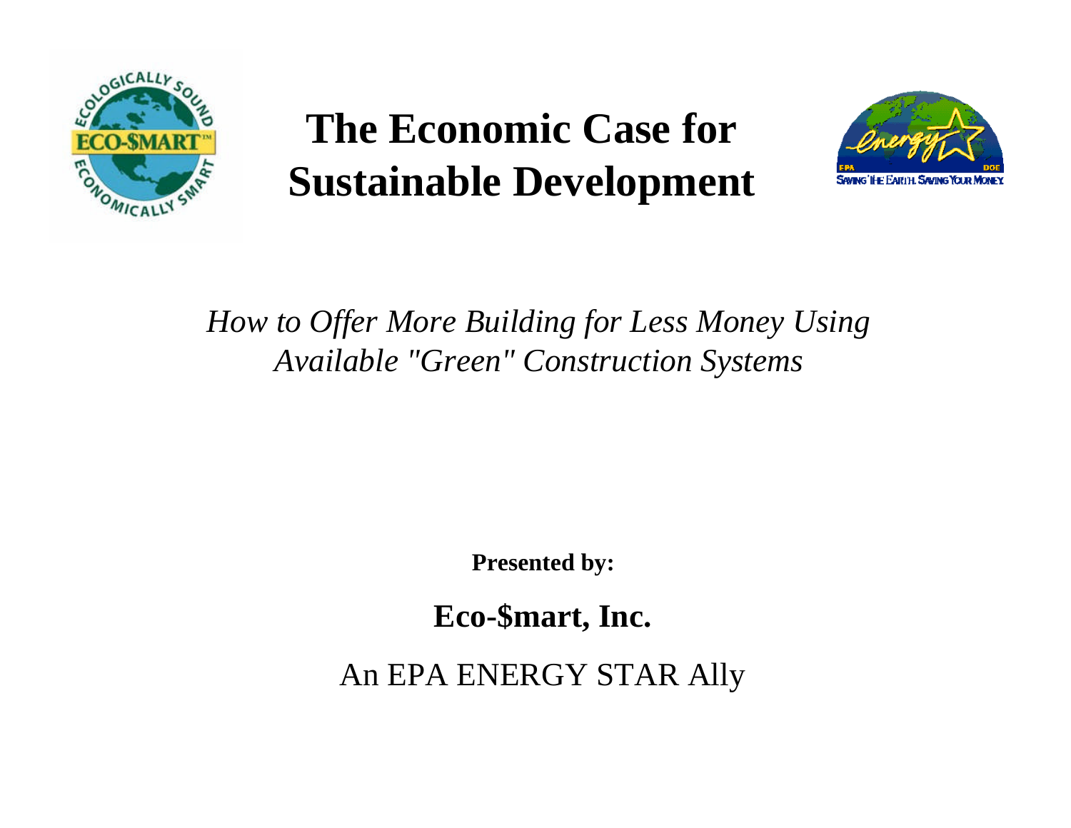# The Economic Case for Sustainable Development

*How to Offer More Building for Less Money Using Available "Green" Construction Systems*

**Presented by:**

**Eco-$mart, Inc.**

An EPA ENERGY STAR Ally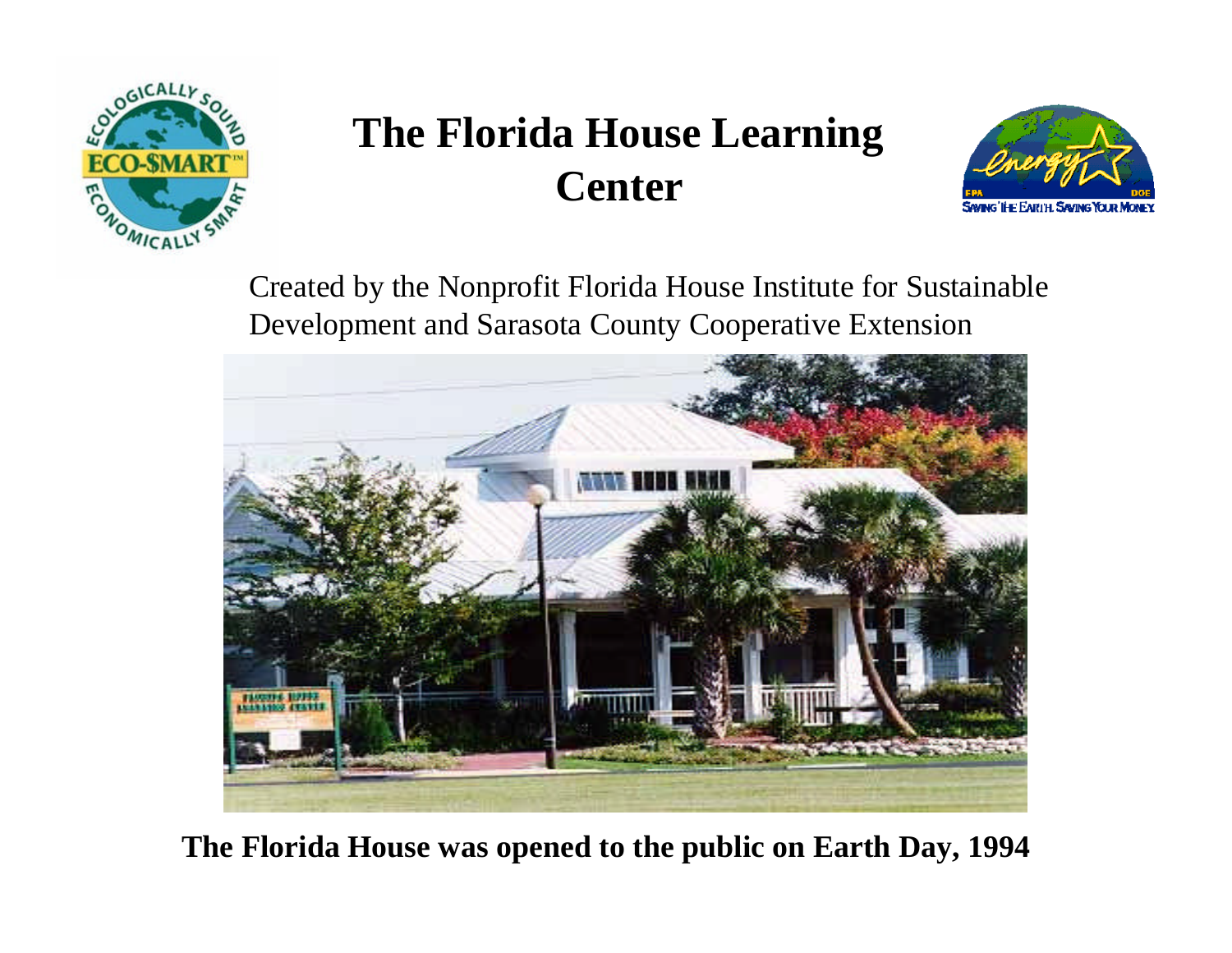# The Florida House Learning Center

Created by the Nonprofit Florida House Institute for Sustainable Development and Sarasota County Cooperative Extension

**The Florida House was opened to the public on Earth Day, 1994**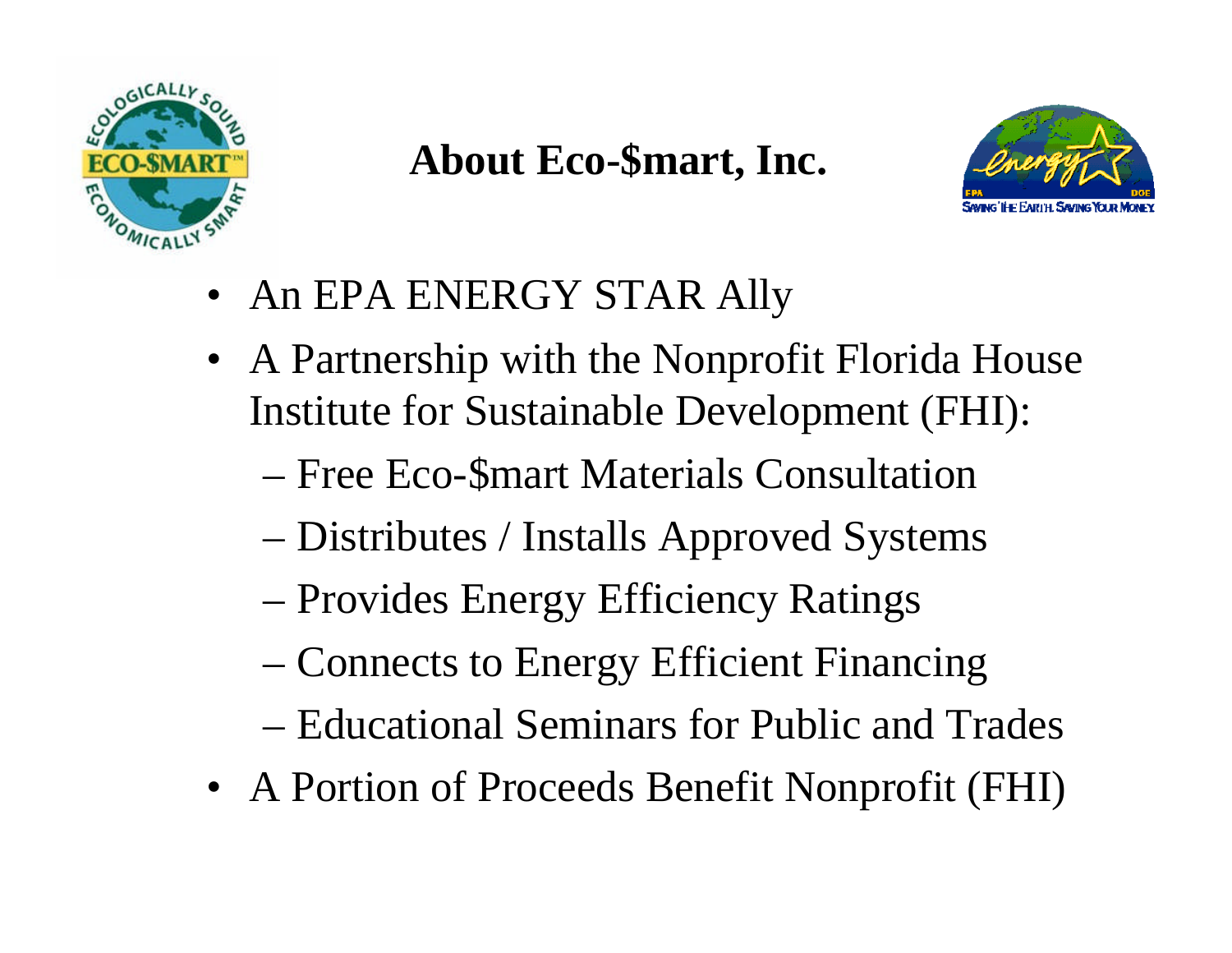# About Eco-$mart, Inc.

- An EPA ENERGY STAR Ally
- A Partnership with the Nonprofit Florida House Institute for Sustainable Development (FHI):
  - Free Eco-$mart Materials Consultation
  - Distributes / Installs Approved Systems
  - Provides Energy Efficiency Ratings
  - Connects to Energy Efficient Financing
  - Educational Seminars for Public and Trades
- A Portion of Proceeds Benefit Nonprofit (FHI)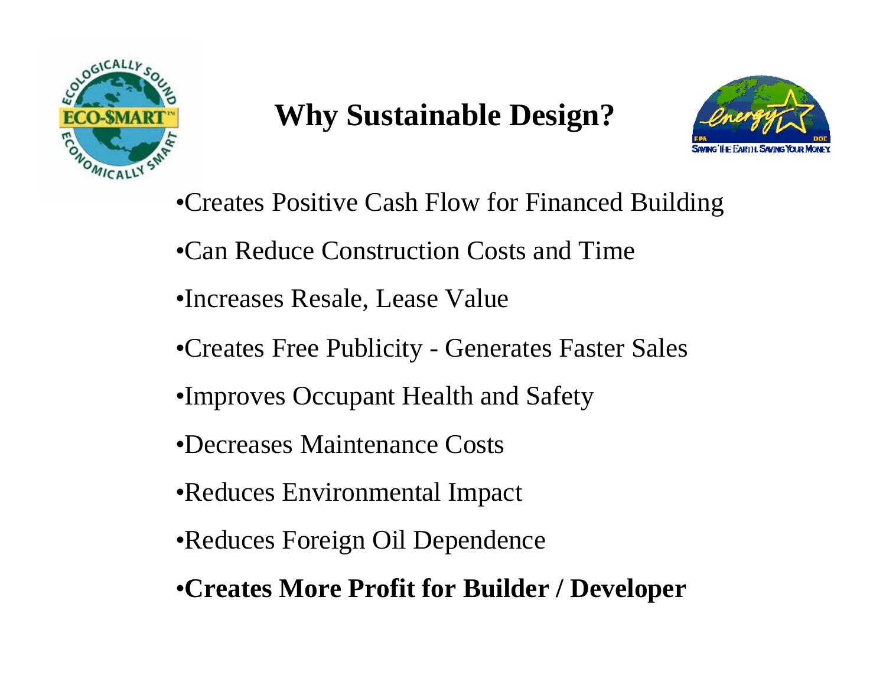# Why Sustainable Design?

- Creates Positive Cash Flow for Financed Building
- Can Reduce Construction Costs and Time
- Increases Resale, Lease Value
- Creates Free Publicity - Generates Faster Sales
- Improves Occupant Health and Safety
- Decreases Maintenance Costs
- Reduces Environmental Impact
- Reduces Foreign Oil Dependence
- **Creates More Profit for Builder / Developer**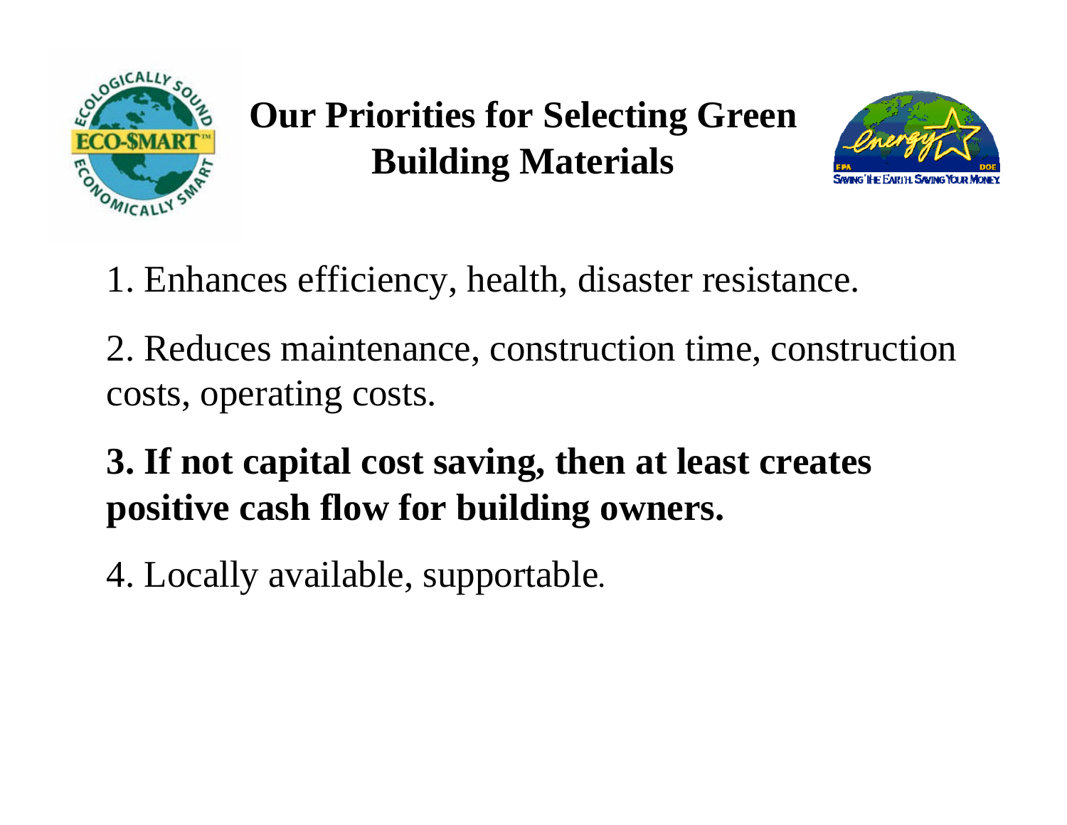# Our Priorities for Selecting Green Building Materials

1. Enhances efficiency, health, disaster resistance.

2. Reduces maintenance, construction time, construction costs, operating costs.

**3. If not capital cost saving, then at least creates positive cash flow for building owners.**

4. Locally available, supportable.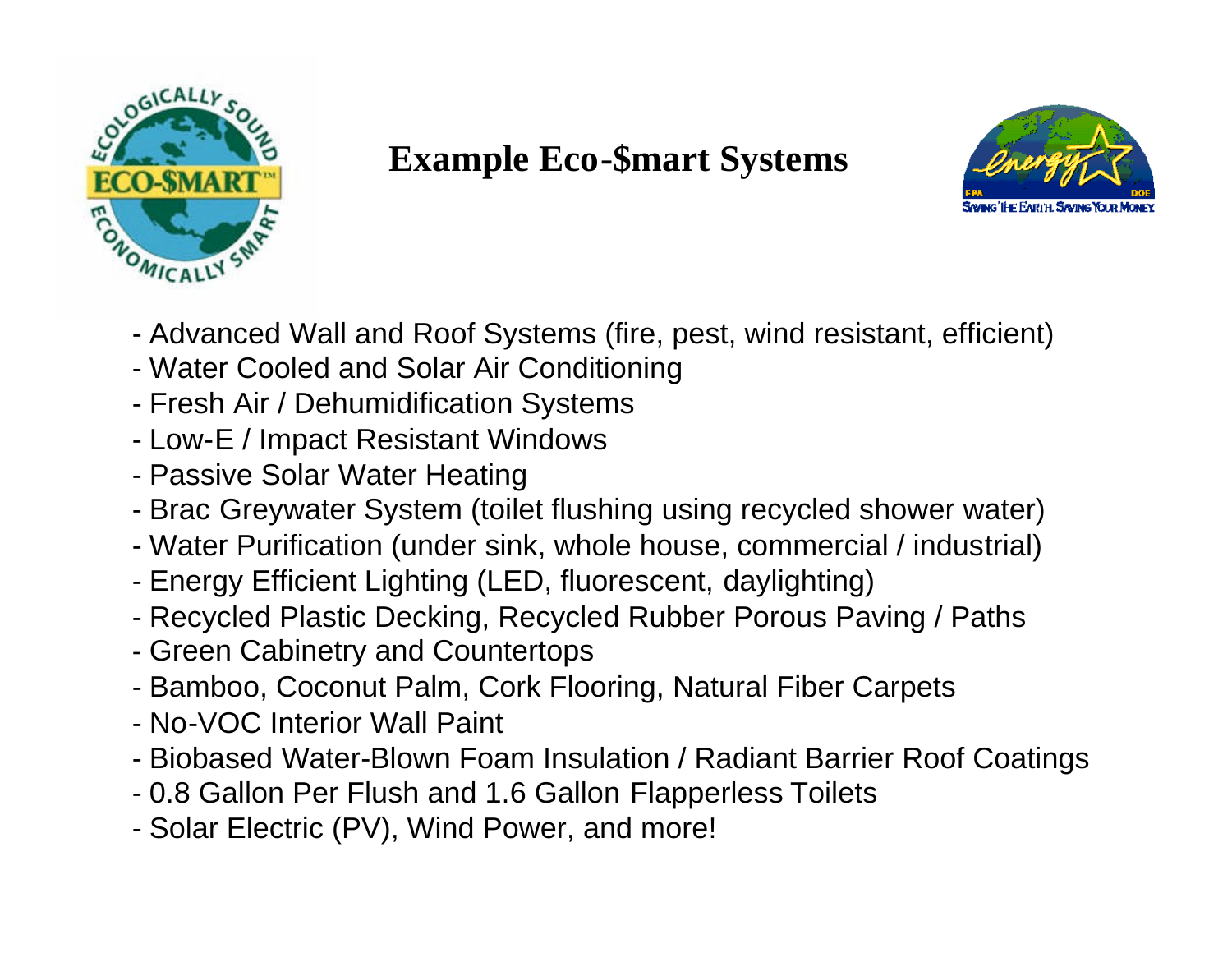# Example Eco-$mart Systems

- Advanced Wall and Roof Systems (fire, pest, wind resistant, efficient)
- Water Cooled and Solar Air Conditioning
- Fresh Air / Dehumidification Systems
- Low-E / Impact Resistant Windows
- Passive Solar Water Heating
- Brac Greywater System (toilet flushing using recycled shower water)
- Water Purification (under sink, whole house, commercial / industrial)
- Energy Efficient Lighting (LED, fluorescent, daylighting)
- Recycled Plastic Decking, Recycled Rubber Porous Paving / Paths
- Green Cabinetry and Countertops
- Bamboo, Coconut Palm, Cork Flooring, Natural Fiber Carpets
- No-VOC Interior Wall Paint
- Biobased Water-Blown Foam Insulation / Radiant Barrier Roof Coatings
- 0.8 Gallon Per Flush and 1.6 Gallon Flapperless Toilets
- Solar Electric (PV), Wind Power, and more!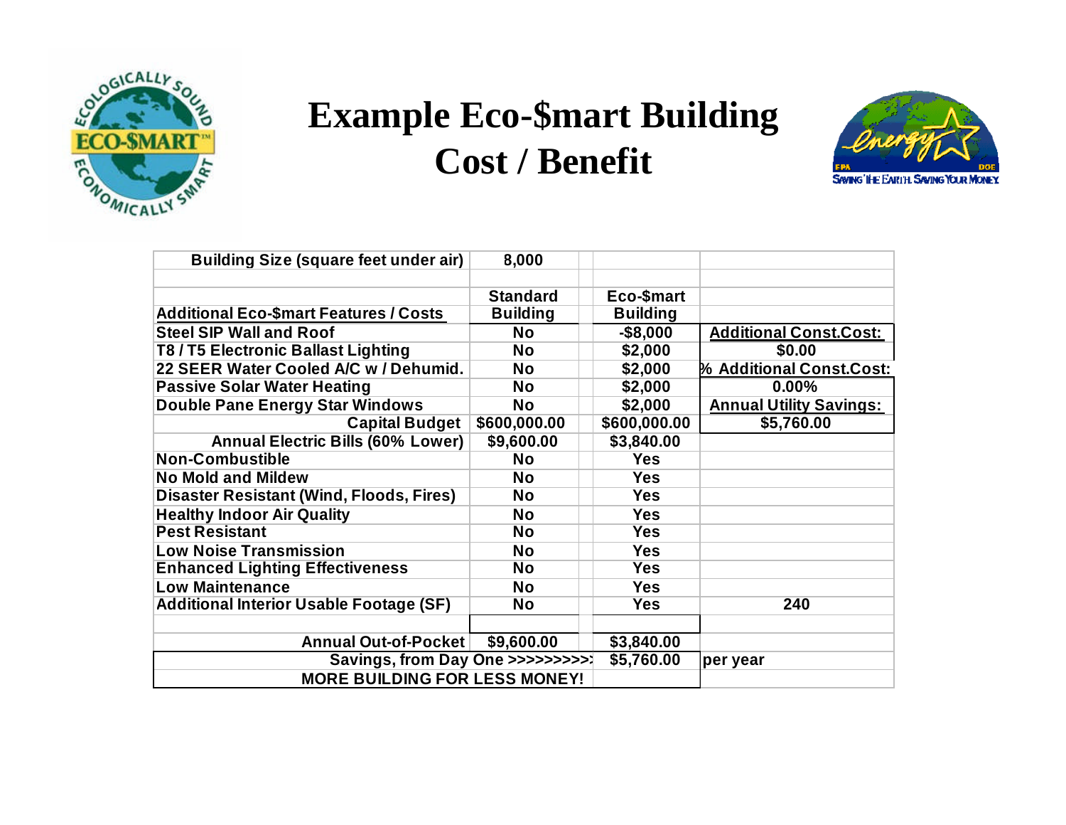# Example Eco-$mart Building Cost / Benefit

| Building Size (square feet under air) | 8,000 | | |
|---|---|---|---|
| | | | |
| Additional Eco-$mart Features / Costs | Standard Building | Eco-$mart Building | |
| Steel SIP Wall and Roof | No | -$8,000 | Additional Const.Cost: |
| T8 / T5 Electronic Ballast Lighting | No | $2,000 | $0.00 |
| 22 SEER Water Cooled A/C w / Dehumid. | No | $2,000 | % Additional Const.Cost: |
| Passive Solar Water Heating | No | $2,000 | 0.00% |
| Double Pane Energy Star Windows | No | $2,000 | Annual Utility Savings: |
| Capital Budget | $600,000.00 | $600,000.00 | $5,760.00 |
| Annual Electric Bills (60% Lower) | $9,600.00 | $3,840.00 | |
| Non-Combustible | No | Yes | |
| No Mold and Mildew | No | Yes | |
| Disaster Resistant (Wind, Floods, Fires) | No | Yes | |
| Healthy Indoor Air Quality | No | Yes | |
| Pest Resistant | No | Yes | |
| Low Noise Transmission | No | Yes | |
| Enhanced Lighting Effectiveness | No | Yes | |
| Low Maintenance | No | Yes | |
| Additional Interior Usable Footage (SF) | No | Yes | 240 |
| | | | |
| Annual Out-of-Pocket | $9,600.00 | $3,840.00 | |
| Savings, from Day One >>>>>>>>>> | | $5,760.00 | per year |
| MORE BUILDING FOR LESS MONEY! | | | |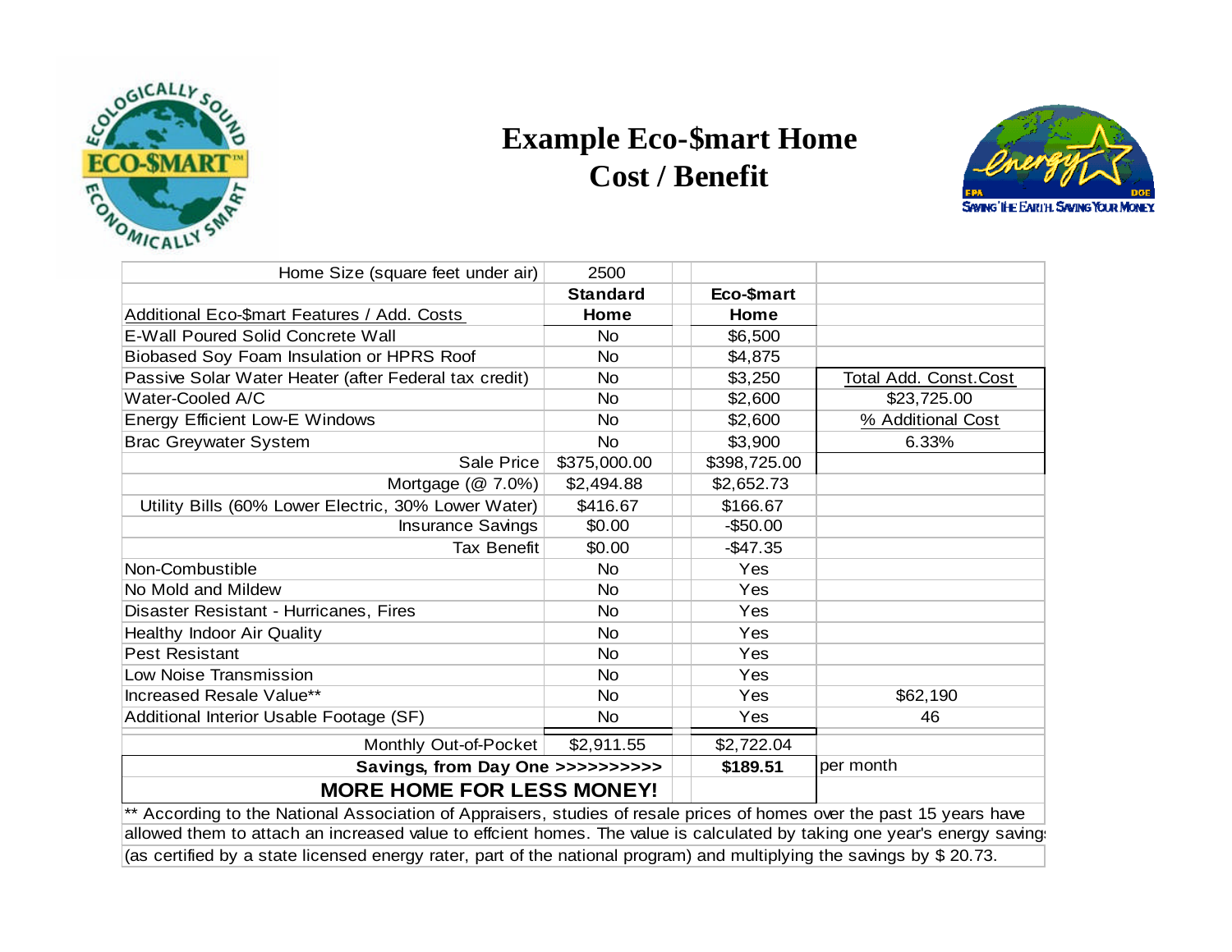# Example Eco-$mart Home Cost / Benefit

| Home Size (square feet under air) | 2500 | | |
|---|---|---|---|
| | **Standard** | **Eco-$mart** | |
| Additional Eco-$mart Features / Add. Costs | **Home** | **Home** | |
| E-Wall Poured Solid Concrete Wall | No | $6,500 | |
| Biobased Soy Foam Insulation or HPRS Roof | No | $4,875 | |
| Passive Solar Water Heater (after Federal tax credit) | No | $3,250 | Total Add. Const.Cost |
| Water-Cooled A/C | No | $2,600 | $23,725.00 |
| Energy Efficient Low-E Windows | No | $2,600 | % Additional Cost |
| Brac Greywater System | No | $3,900 | 6.33% |
| Sale Price | $375,000.00 | $398,725.00 | |
| Mortgage (@ 7.0%) | $2,494.88 | $2,652.73 | |
| Utility Bills (60% Lower Electric, 30% Lower Water) | $416.67 | $166.67 | |
| Insurance Savings | $0.00 | -$50.00 | |
| Tax Benefit | $0.00 | -$47.35 | |
| Non-Combustible | No | Yes | |
| No Mold and Mildew | No | Yes | |
| Disaster Resistant - Hurricanes, Fires | No | Yes | |
| Healthy Indoor Air Quality | No | Yes | |
| Pest Resistant | No | Yes | |
| Low Noise Transmission | No | Yes | |
| Increased Resale Value** | No | Yes | $62,190 |
| Additional Interior Usable Footage (SF) | No | Yes | 46 |
| Monthly Out-of-Pocket | $2,911.55 | $2,722.04 | |
| **Savings, from Day One >>>>>>>>>>** | | **$189.51** | per month |
| **MORE HOME FOR LESS MONEY!** | | | |

** According to the National Association of Appraisers, studies of resale prices of homes over the past 15 years have allowed them to attach an increased value to effcient homes. The value is calculated by taking one year's energy savings (as certified by a state licensed energy rater, part of the national program) and multiplying the savings by $ 20.73.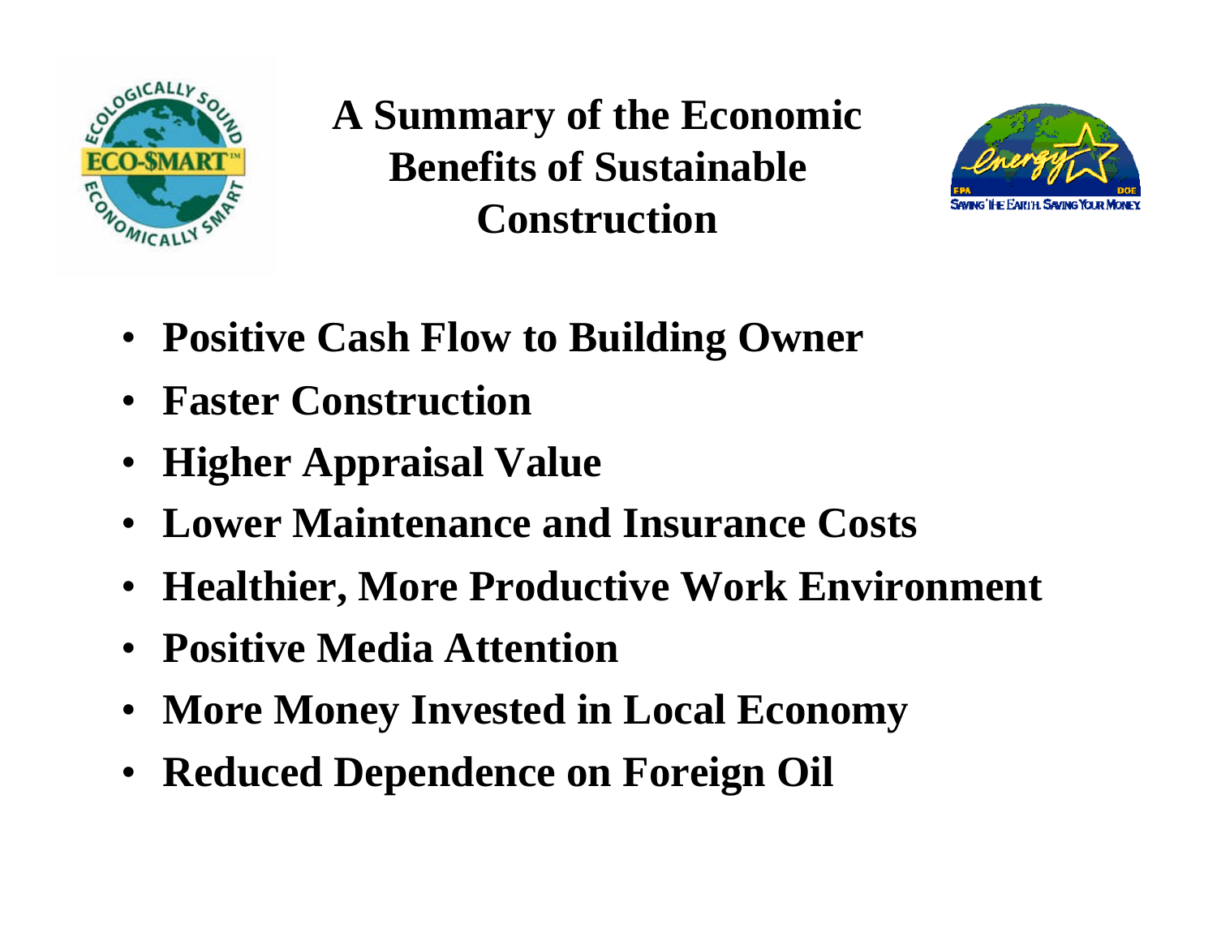# A Summary of the Economic Benefits of Sustainable Construction

- **Positive Cash Flow to Building Owner**
- **Faster Construction**
- **Higher Appraisal Value**
- **Lower Maintenance and Insurance Costs**
- **Healthier, More Productive Work Environment**
- **Positive Media Attention**
- **More Money Invested in Local Economy**
- **Reduced Dependence on Foreign Oil**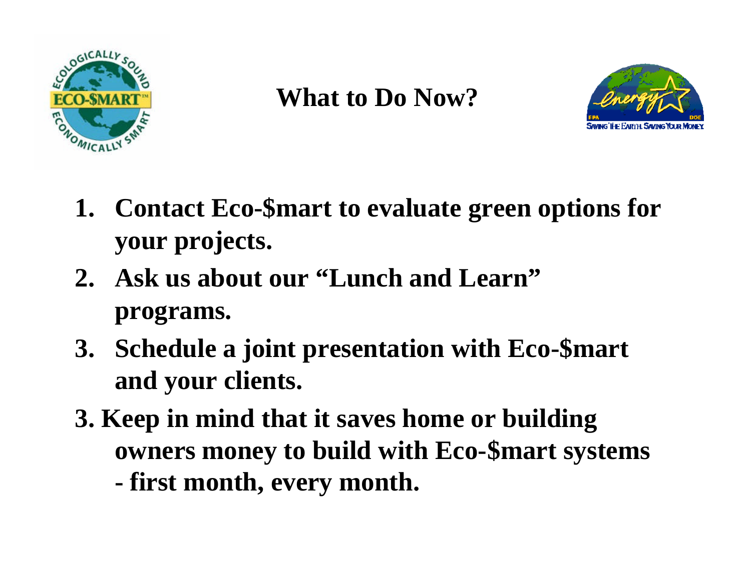# What to Do Now?

1. **Contact Eco-$mart to evaluate green options for your projects.**
2. **Ask us about our "Lunch and Learn" programs.**
3. **Schedule a joint presentation with Eco-$mart and your clients.**

**3. Keep in mind that it saves home or building owners money to build with Eco-$mart systems - first month, every month.**